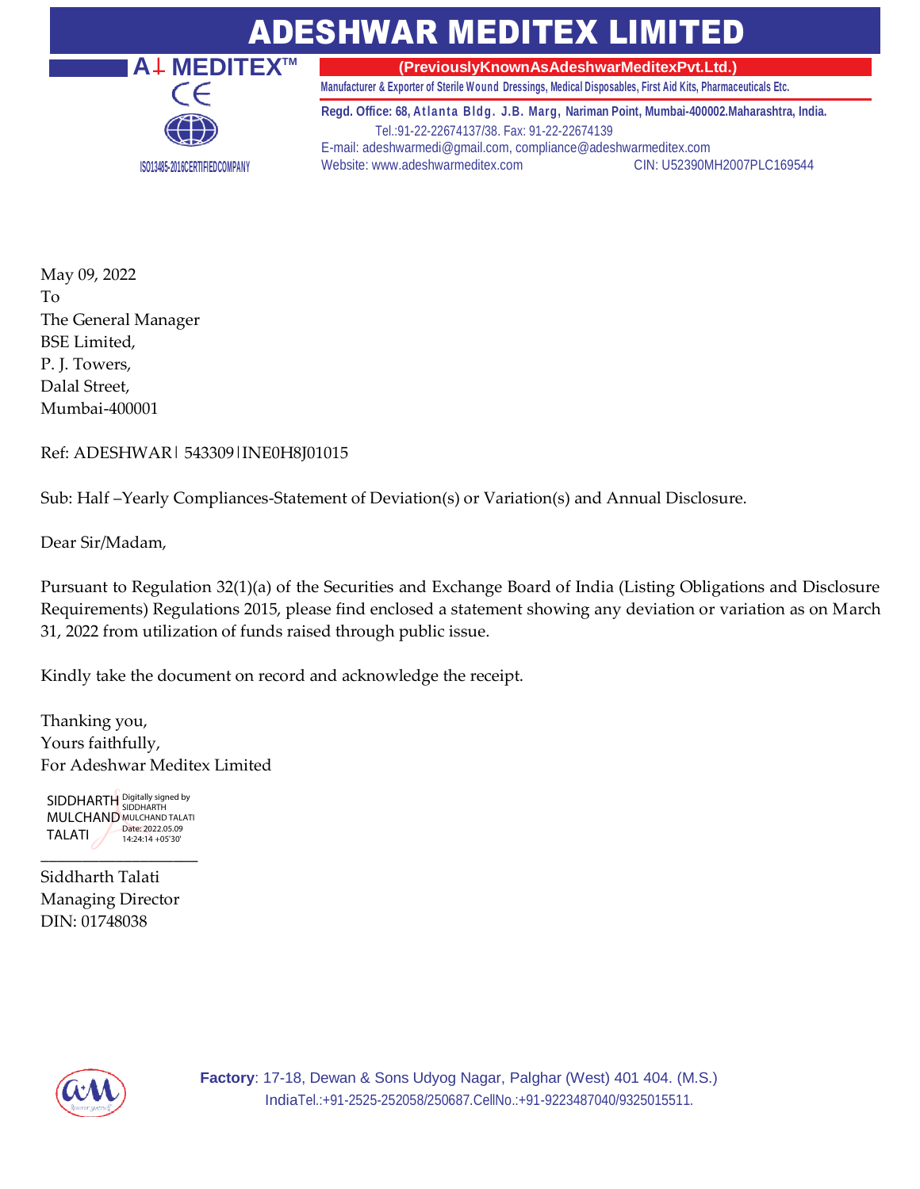# ADESHWAR MEDITEX LIMITED

A↓ MEDITEX™

(PreviouslyKnownAsAdeshwarMeditexPvt.Ltd.)

Manufacturer & Exporter of Sterile Wound Dressings, Medical Disposables, First Aid Kits, Pharmaceuticals Etc.

Regd. Office: 68, Atlanta Bldg. J.B. Marg, Nariman Point, Mumbai-400002.Maharashtra, India.
Tel.:91-22-22674137/38. Fax: 91-22-22674139
E-mail: adeshwarmedi@gmail.com, compliance@adeshwarmeditex.com
Website: www.adeshwarmeditex.com CIN: U52390MH2007PLC169544

ISO13485-2016CERTIFIEDCOMPANY

May 09, 2022
To
The General Manager
BSE Limited,
P. J. Towers,
Dalal Street,
Mumbai-400001

Ref: ADESHWAR| 543309|INE0H8J01015

Sub: Half –Yearly Compliances-Statement of Deviation(s) or Variation(s) and Annual Disclosure.

Dear Sir/Madam,

Pursuant to Regulation 32(1)(a) of the Securities and Exchange Board of India (Listing Obligations and Disclosure Requirements) Regulations 2015, please find enclosed a statement showing any deviation or variation as on March 31, 2022 from utilization of funds raised through public issue.

Kindly take the document on record and acknowledge the receipt.

Thanking you,
Yours faithfully,
For Adeshwar Meditex Limited

SIDDHARTH MULCHAND TALATI
Digitally signed by SIDDHARTH MULCHAND TALATI
Date: 2022.05.09 14:24:14 +05'30'

\_\_\_\_\_\_\_\_\_\_\_\_\_\_\_\_\_\_\_\_
Siddharth Talati
Managing Director
DIN: 01748038

**Factory**: 17-18, Dewan & Sons Udyog Nagar, Palghar (West) 401 404. (M.S.)
IndiaTel.:+91-2525-252058/250687.CellNo.:+91-9223487040/9325015511.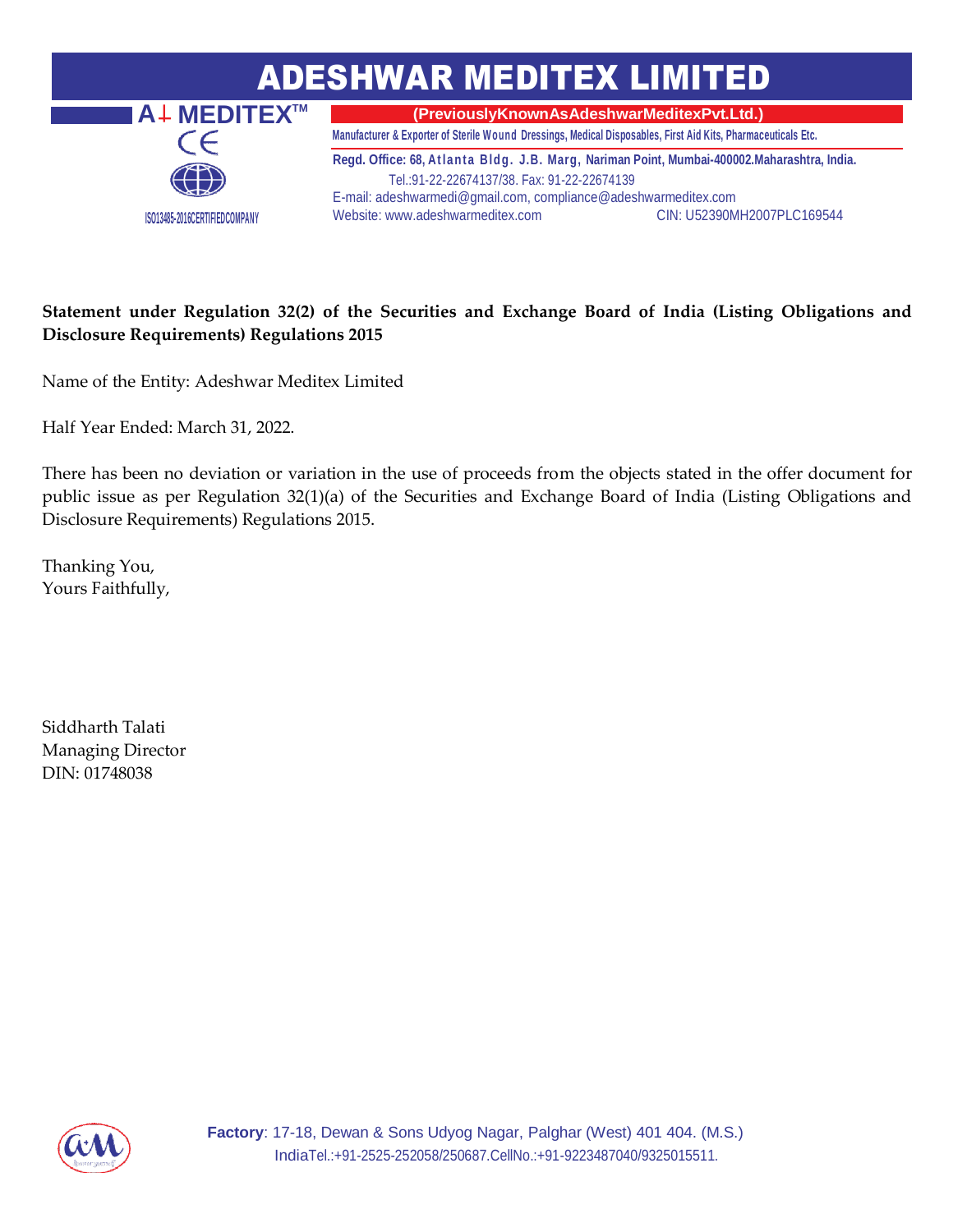# ADESHWAR MEDITEX LIMITED

**A MEDITEX™**

**(PreviouslyKnownAsAdeshwarMeditexPvt.Ltd.)**

**Manufacturer & Exporter of Sterile Wound Dressings, Medical Disposables, First Aid Kits, Pharmaceuticals Etc.**

**Regd. Office: 68, Atlanta Bldg. J.B. Marg, Nariman Point, Mumbai-400002.Maharashtra, India.**
Tel.:91-22-22674137/38. Fax: 91-22-22674139
E-mail: adeshwarmedi@gmail.com, compliance@adeshwarmeditex.com
Website: www.adeshwarmeditex.com CIN: U52390MH2007PLC169544

ISO13485-2016CERTIFIEDCOMPANY

**Statement under Regulation 32(2) of the Securities and Exchange Board of India (Listing Obligations and Disclosure Requirements) Regulations 2015**

Name of the Entity: Adeshwar Meditex Limited

Half Year Ended: March 31, 2022.

There has been no deviation or variation in the use of proceeds from the objects stated in the offer document for public issue as per Regulation 32(1)(a) of the Securities and Exchange Board of India (Listing Obligations and Disclosure Requirements) Regulations 2015.

Thanking You,
Yours Faithfully,

Siddharth Talati
Managing Director
DIN: 01748038

**Factory**: 17-18, Dewan & Sons Udyog Nagar, Palghar (West) 401 404. (M.S.)
IndiaTel.:+91-2525-252058/250687.CellNo.:+91-9223487040/9325015511.